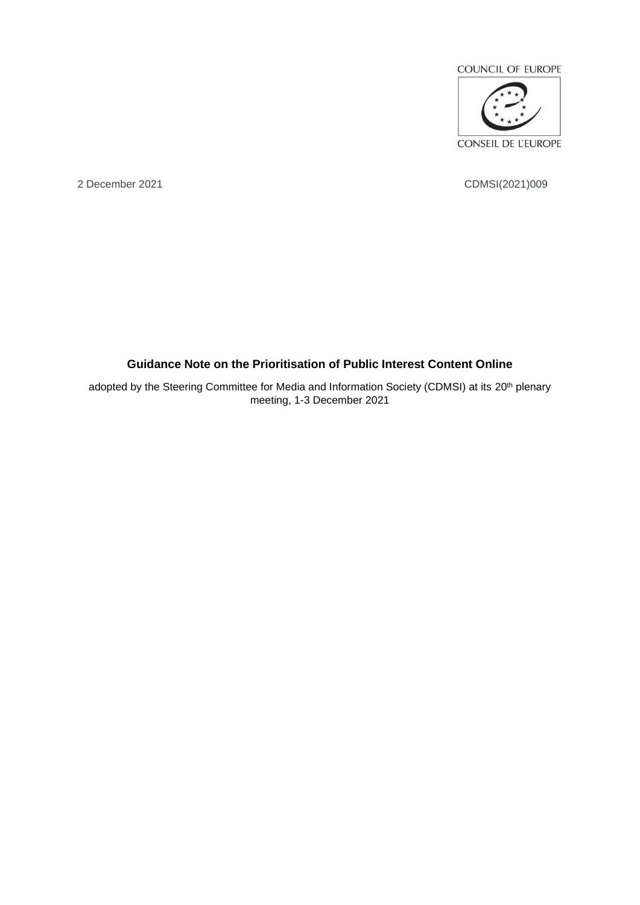COUNCIL OF EUROPE

CONSEIL DE L'EUROPE

2 December 2021 CDMSI(2021)009

**Guidance Note on the Prioritisation of Public Interest Content Online**

adopted by the Steering Committee for Media and Information Society (CDMSI) at its 20th plenary meeting, 1-3 December 2021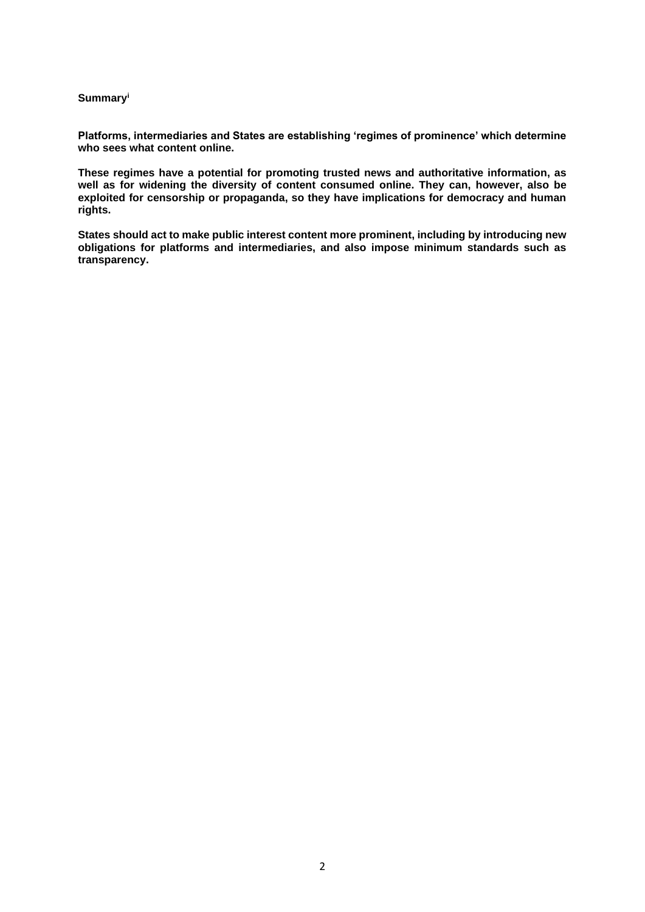**Summary**[i]

**Platforms, intermediaries and States are establishing 'regimes of prominence' which determine who sees what content online.**

**These regimes have a potential for promoting trusted news and authoritative information, as well as for widening the diversity of content consumed online. They can, however, also be exploited for censorship or propaganda, so they have implications for democracy and human rights.**

**States should act to make public interest content more prominent, including by introducing new obligations for platforms and intermediaries, and also impose minimum standards such as transparency.**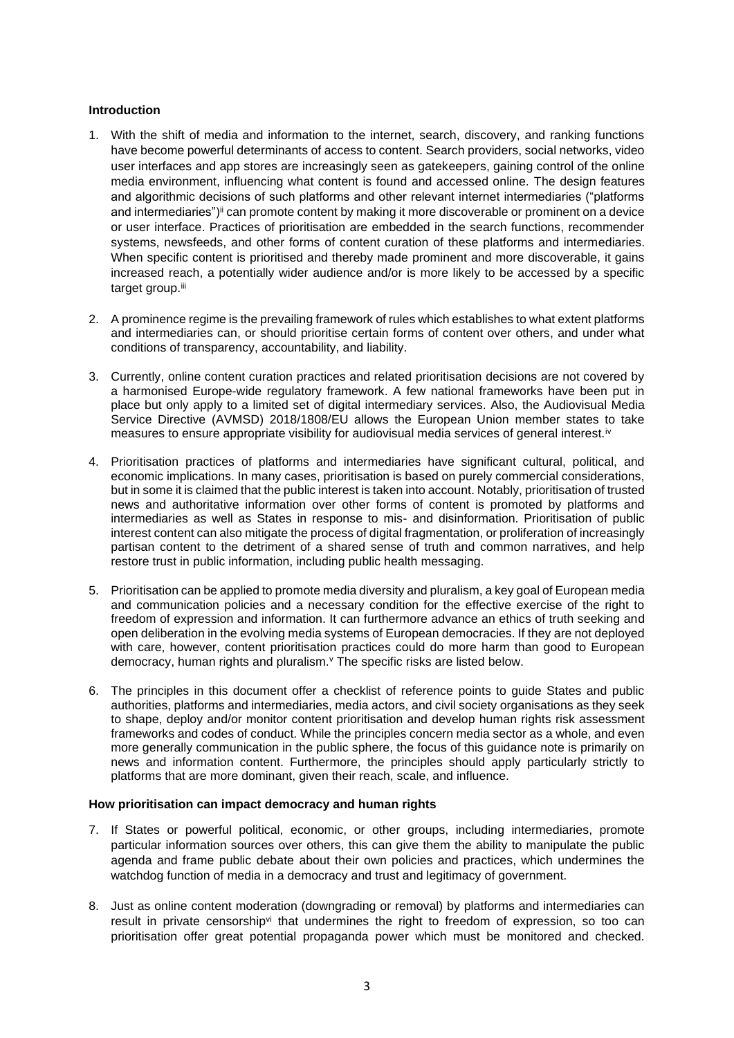**Introduction**

1. With the shift of media and information to the internet, search, discovery, and ranking functions have become powerful determinants of access to content. Search providers, social networks, video user interfaces and app stores are increasingly seen as gatekeepers, gaining control of the online media environment, influencing what content is found and accessed online. The design features and algorithmic decisions of such platforms and other relevant internet intermediaries ("platforms and intermediaries")[ii] can promote content by making it more discoverable or prominent on a device or user interface. Practices of prioritisation are embedded in the search functions, recommender systems, newsfeeds, and other forms of content curation of these platforms and intermediaries. When specific content is prioritised and thereby made prominent and more discoverable, it gains increased reach, a potentially wider audience and/or is more likely to be accessed by a specific target group.[iii]

2. A prominence regime is the prevailing framework of rules which establishes to what extent platforms and intermediaries can, or should prioritise certain forms of content over others, and under what conditions of transparency, accountability, and liability.

3. Currently, online content curation practices and related prioritisation decisions are not covered by a harmonised Europe-wide regulatory framework. A few national frameworks have been put in place but only apply to a limited set of digital intermediary services. Also, the Audiovisual Media Service Directive (AVMSD) 2018/1808/EU allows the European Union member states to take measures to ensure appropriate visibility for audiovisual media services of general interest.[iv]

4. Prioritisation practices of platforms and intermediaries have significant cultural, political, and economic implications. In many cases, prioritisation is based on purely commercial considerations, but in some it is claimed that the public interest is taken into account. Notably, prioritisation of trusted news and authoritative information over other forms of content is promoted by platforms and intermediaries as well as States in response to mis- and disinformation. Prioritisation of public interest content can also mitigate the process of digital fragmentation, or proliferation of increasingly partisan content to the detriment of a shared sense of truth and common narratives, and help restore trust in public information, including public health messaging.

5. Prioritisation can be applied to promote media diversity and pluralism, a key goal of European media and communication policies and a necessary condition for the effective exercise of the right to freedom of expression and information. It can furthermore advance an ethics of truth seeking and open deliberation in the evolving media systems of European democracies. If they are not deployed with care, however, content prioritisation practices could do more harm than good to European democracy, human rights and pluralism.[v] The specific risks are listed below.

6. The principles in this document offer a checklist of reference points to guide States and public authorities, platforms and intermediaries, media actors, and civil society organisations as they seek to shape, deploy and/or monitor content prioritisation and develop human rights risk assessment frameworks and codes of conduct. While the principles concern media sector as a whole, and even more generally communication in the public sphere, the focus of this guidance note is primarily on news and information content. Furthermore, the principles should apply particularly strictly to platforms that are more dominant, given their reach, scale, and influence.

**How prioritisation can impact democracy and human rights**

7. If States or powerful political, economic, or other groups, including intermediaries, promote particular information sources over others, this can give them the ability to manipulate the public agenda and frame public debate about their own policies and practices, which undermines the watchdog function of media in a democracy and trust and legitimacy of government.

8. Just as online content moderation (downgrading or removal) by platforms and intermediaries can result in private censorship[vi] that undermines the right to freedom of expression, so too can prioritisation offer great potential propaganda power which must be monitored and checked.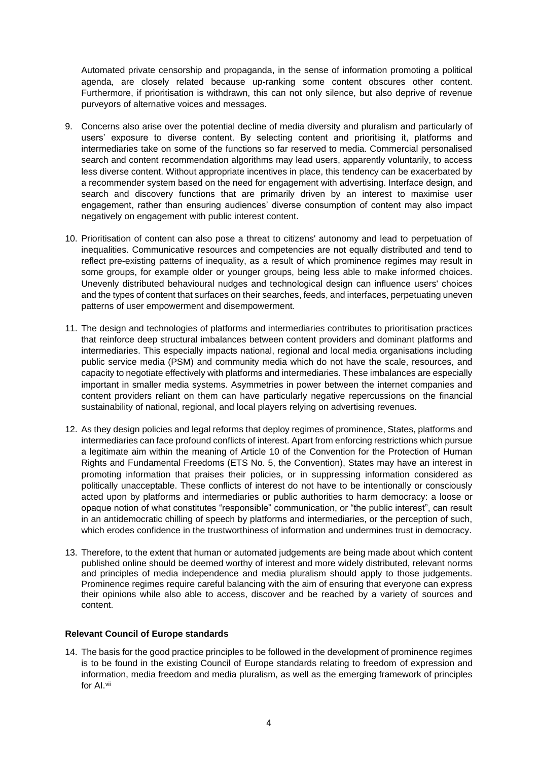Automated private censorship and propaganda, in the sense of information promoting a political agenda, are closely related because up-ranking some content obscures other content. Furthermore, if prioritisation is withdrawn, this can not only silence, but also deprive of revenue purveyors of alternative voices and messages.

9. Concerns also arise over the potential decline of media diversity and pluralism and particularly of users' exposure to diverse content. By selecting content and prioritising it, platforms and intermediaries take on some of the functions so far reserved to media. Commercial personalised search and content recommendation algorithms may lead users, apparently voluntarily, to access less diverse content. Without appropriate incentives in place, this tendency can be exacerbated by a recommender system based on the need for engagement with advertising. Interface design, and search and discovery functions that are primarily driven by an interest to maximise user engagement, rather than ensuring audiences' diverse consumption of content may also impact negatively on engagement with public interest content.

10. Prioritisation of content can also pose a threat to citizens' autonomy and lead to perpetuation of inequalities. Communicative resources and competencies are not equally distributed and tend to reflect pre-existing patterns of inequality, as a result of which prominence regimes may result in some groups, for example older or younger groups, being less able to make informed choices. Unevenly distributed behavioural nudges and technological design can influence users' choices and the types of content that surfaces on their searches, feeds, and interfaces, perpetuating uneven patterns of user empowerment and disempowerment.

11. The design and technologies of platforms and intermediaries contributes to prioritisation practices that reinforce deep structural imbalances between content providers and dominant platforms and intermediaries. This especially impacts national, regional and local media organisations including public service media (PSM) and community media which do not have the scale, resources, and capacity to negotiate effectively with platforms and intermediaries. These imbalances are especially important in smaller media systems. Asymmetries in power between the internet companies and content providers reliant on them can have particularly negative repercussions on the financial sustainability of national, regional, and local players relying on advertising revenues.

12. As they design policies and legal reforms that deploy regimes of prominence, States, platforms and intermediaries can face profound conflicts of interest. Apart from enforcing restrictions which pursue a legitimate aim within the meaning of Article 10 of the Convention for the Protection of Human Rights and Fundamental Freedoms (ETS No. 5, the Convention), States may have an interest in promoting information that praises their policies, or in suppressing information considered as politically unacceptable. These conflicts of interest do not have to be intentionally or consciously acted upon by platforms and intermediaries or public authorities to harm democracy: a loose or opaque notion of what constitutes "responsible" communication, or "the public interest", can result in an antidemocratic chilling of speech by platforms and intermediaries, or the perception of such, which erodes confidence in the trustworthiness of information and undermines trust in democracy.

13. Therefore, to the extent that human or automated judgements are being made about which content published online should be deemed worthy of interest and more widely distributed, relevant norms and principles of media independence and media pluralism should apply to those judgements. Prominence regimes require careful balancing with the aim of ensuring that everyone can express their opinions while also able to access, discover and be reached by a variety of sources and content.

**Relevant Council of Europe standards**

14. The basis for the good practice principles to be followed in the development of prominence regimes is to be found in the existing Council of Europe standards relating to freedom of expression and information, media freedom and media pluralism, as well as the emerging framework of principles for AI.[vii]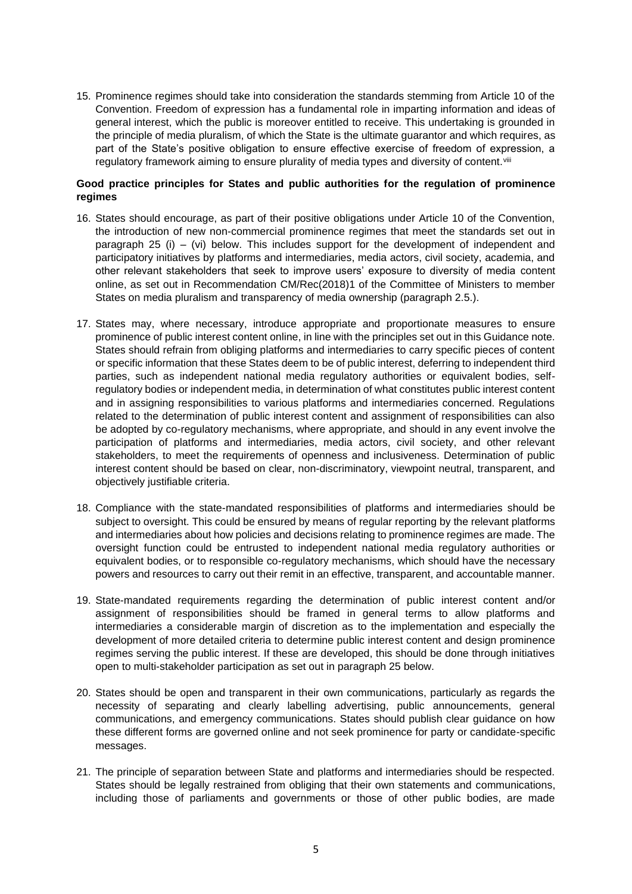15. Prominence regimes should take into consideration the standards stemming from Article 10 of the Convention. Freedom of expression has a fundamental role in imparting information and ideas of general interest, which the public is moreover entitled to receive. This undertaking is grounded in the principle of media pluralism, of which the State is the ultimate guarantor and which requires, as part of the State's positive obligation to ensure effective exercise of freedom of expression, a regulatory framework aiming to ensure plurality of media types and diversity of content.[viii]

**Good practice principles for States and public authorities for the regulation of prominence regimes**

16. States should encourage, as part of their positive obligations under Article 10 of the Convention, the introduction of new non-commercial prominence regimes that meet the standards set out in paragraph 25 (i) – (vi) below. This includes support for the development of independent and participatory initiatives by platforms and intermediaries, media actors, civil society, academia, and other relevant stakeholders that seek to improve users' exposure to diversity of media content online, as set out in Recommendation CM/Rec(2018)1 of the Committee of Ministers to member States on media pluralism and transparency of media ownership (paragraph 2.5.).

17. States may, where necessary, introduce appropriate and proportionate measures to ensure prominence of public interest content online, in line with the principles set out in this Guidance note. States should refrain from obliging platforms and intermediaries to carry specific pieces of content or specific information that these States deem to be of public interest, deferring to independent third parties, such as independent national media regulatory authorities or equivalent bodies, self-regulatory bodies or independent media, in determination of what constitutes public interest content and in assigning responsibilities to various platforms and intermediaries concerned. Regulations related to the determination of public interest content and assignment of responsibilities can also be adopted by co-regulatory mechanisms, where appropriate, and should in any event involve the participation of platforms and intermediaries, media actors, civil society, and other relevant stakeholders, to meet the requirements of openness and inclusiveness. Determination of public interest content should be based on clear, non-discriminatory, viewpoint neutral, transparent, and objectively justifiable criteria.

18. Compliance with the state-mandated responsibilities of platforms and intermediaries should be subject to oversight. This could be ensured by means of regular reporting by the relevant platforms and intermediaries about how policies and decisions relating to prominence regimes are made. The oversight function could be entrusted to independent national media regulatory authorities or equivalent bodies, or to responsible co-regulatory mechanisms, which should have the necessary powers and resources to carry out their remit in an effective, transparent, and accountable manner.

19. State-mandated requirements regarding the determination of public interest content and/or assignment of responsibilities should be framed in general terms to allow platforms and intermediaries a considerable margin of discretion as to the implementation and especially the development of more detailed criteria to determine public interest content and design prominence regimes serving the public interest. If these are developed, this should be done through initiatives open to multi-stakeholder participation as set out in paragraph 25 below.

20. States should be open and transparent in their own communications, particularly as regards the necessity of separating and clearly labelling advertising, public announcements, general communications, and emergency communications. States should publish clear guidance on how these different forms are governed online and not seek prominence for party or candidate-specific messages.

21. The principle of separation between State and platforms and intermediaries should be respected. States should be legally restrained from obliging that their own statements and communications, including those of parliaments and governments or those of other public bodies, are made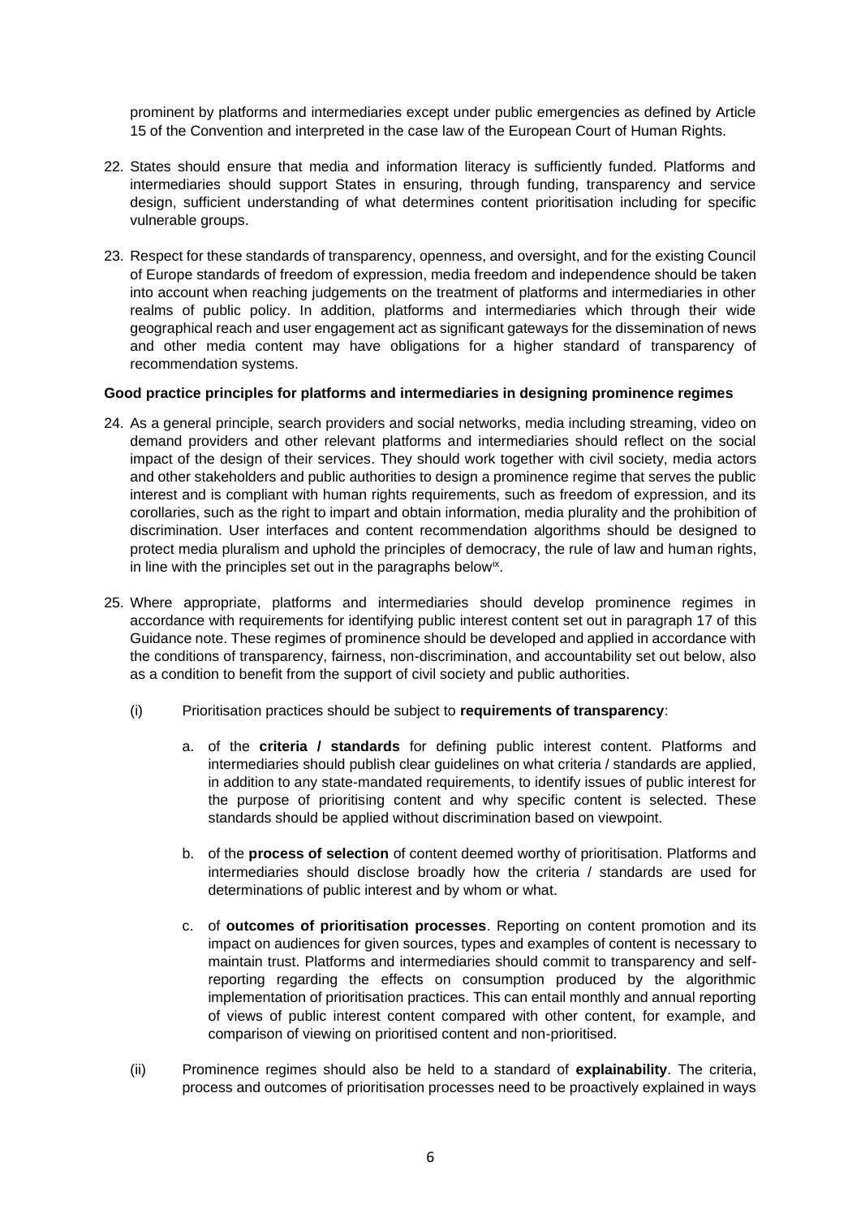prominent by platforms and intermediaries except under public emergencies as defined by Article 15 of the Convention and interpreted in the case law of the European Court of Human Rights.

22. States should ensure that media and information literacy is sufficiently funded. Platforms and intermediaries should support States in ensuring, through funding, transparency and service design, sufficient understanding of what determines content prioritisation including for specific vulnerable groups.

23. Respect for these standards of transparency, openness, and oversight, and for the existing Council of Europe standards of freedom of expression, media freedom and independence should be taken into account when reaching judgements on the treatment of platforms and intermediaries in other realms of public policy. In addition, platforms and intermediaries which through their wide geographical reach and user engagement act as significant gateways for the dissemination of news and other media content may have obligations for a higher standard of transparency of recommendation systems.

**Good practice principles for platforms and intermediaries in designing prominence regimes**

24. As a general principle, search providers and social networks, media including streaming, video on demand providers and other relevant platforms and intermediaries should reflect on the social impact of the design of their services. They should work together with civil society, media actors and other stakeholders and public authorities to design a prominence regime that serves the public interest and is compliant with human rights requirements, such as freedom of expression, and its corollaries, such as the right to impart and obtain information, media plurality and the prohibition of discrimination. User interfaces and content recommendation algorithms should be designed to protect media pluralism and uphold the principles of democracy, the rule of law and human rights, in line with the principles set out in the paragraphs below[ix].

25. Where appropriate, platforms and intermediaries should develop prominence regimes in accordance with requirements for identifying public interest content set out in paragraph 17 of this Guidance note. These regimes of prominence should be developed and applied in accordance with the conditions of transparency, fairness, non-discrimination, and accountability set out below, also as a condition to benefit from the support of civil society and public authorities.

    (i) Prioritisation practices should be subject to **requirements of transparency**:

    a. of the **criteria / standards** for defining public interest content. Platforms and intermediaries should publish clear guidelines on what criteria / standards are applied, in addition to any state-mandated requirements, to identify issues of public interest for the purpose of prioritising content and why specific content is selected. These standards should be applied without discrimination based on viewpoint.

    b. of the **process of selection** of content deemed worthy of prioritisation. Platforms and intermediaries should disclose broadly how the criteria / standards are used for determinations of public interest and by whom or what.

    c. of **outcomes of prioritisation processes**. Reporting on content promotion and its impact on audiences for given sources, types and examples of content is necessary to maintain trust. Platforms and intermediaries should commit to transparency and self-reporting regarding the effects on consumption produced by the algorithmic implementation of prioritisation practices. This can entail monthly and annual reporting of views of public interest content compared with other content, for example, and comparison of viewing on prioritised content and non-prioritised.

    (ii) Prominence regimes should also be held to a standard of **explainability**. The criteria, process and outcomes of prioritisation processes need to be proactively explained in ways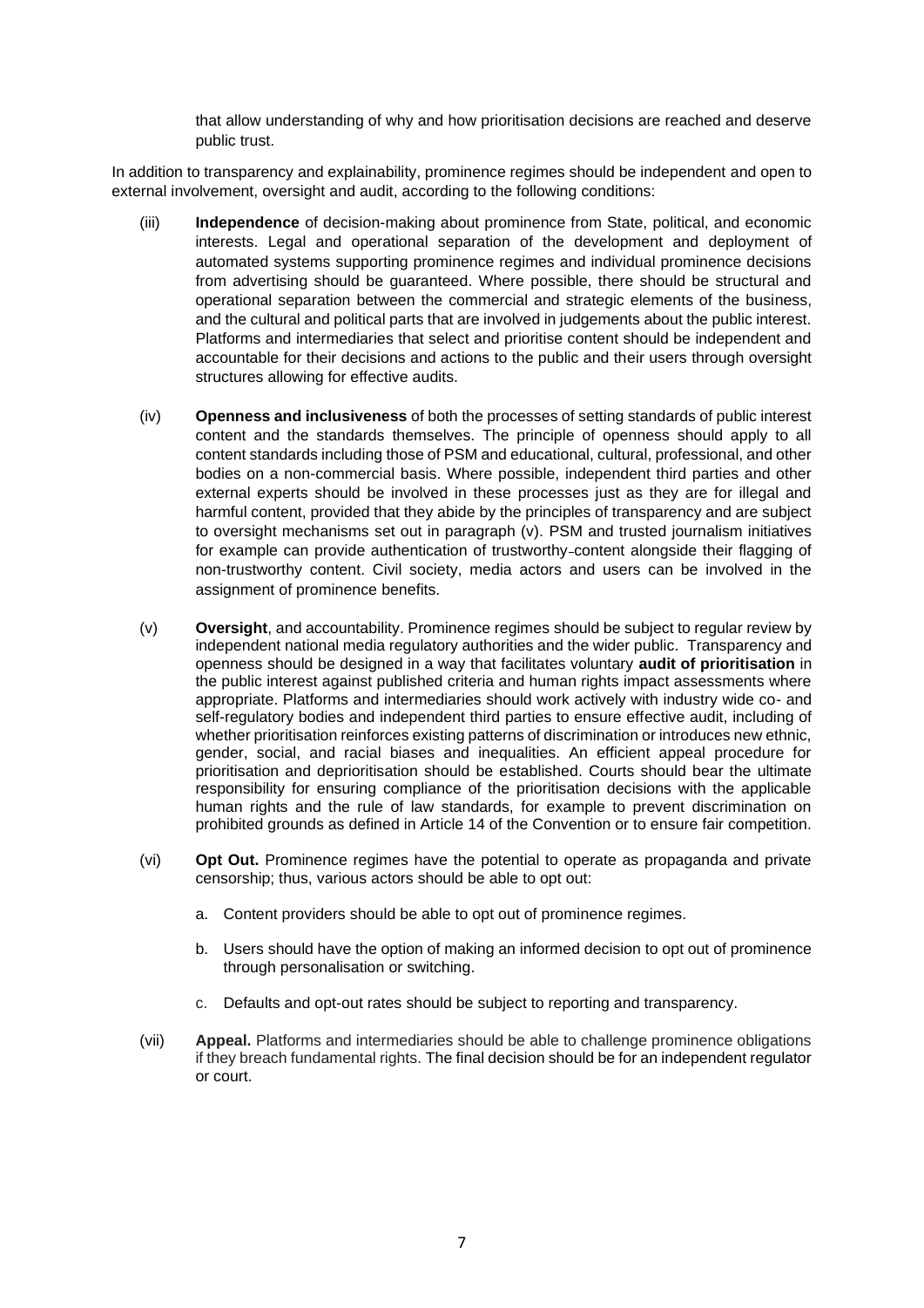that allow understanding of why and how prioritisation decisions are reached and deserve public trust.

In addition to transparency and explainability, prominence regimes should be independent and open to external involvement, oversight and audit, according to the following conditions:

(iii) **Independence** of decision-making about prominence from State, political, and economic interests. Legal and operational separation of the development and deployment of automated systems supporting prominence regimes and individual prominence decisions from advertising should be guaranteed. Where possible, there should be structural and operational separation between the commercial and strategic elements of the business, and the cultural and political parts that are involved in judgements about the public interest. Platforms and intermediaries that select and prioritise content should be independent and accountable for their decisions and actions to the public and their users through oversight structures allowing for effective audits.

(iv) **Openness and inclusiveness** of both the processes of setting standards of public interest content and the standards themselves. The principle of openness should apply to all content standards including those of PSM and educational, cultural, professional, and other bodies on a non-commercial basis. Where possible, independent third parties and other external experts should be involved in these processes just as they are for illegal and harmful content, provided that they abide by the principles of transparency and are subject to oversight mechanisms set out in paragraph (v). PSM and trusted journalism initiatives for example can provide authentication of trustworthy content alongside their flagging of non-trustworthy content. Civil society, media actors and users can be involved in the assignment of prominence benefits.

(v) **Oversight**, and accountability. Prominence regimes should be subject to regular review by independent national media regulatory authorities and the wider public. Transparency and openness should be designed in a way that facilitates voluntary **audit of prioritisation** in the public interest against published criteria and human rights impact assessments where appropriate. Platforms and intermediaries should work actively with industry wide co- and self-regulatory bodies and independent third parties to ensure effective audit, including of whether prioritisation reinforces existing patterns of discrimination or introduces new ethnic, gender, social, and racial biases and inequalities. An efficient appeal procedure for prioritisation and deprioritisation should be established. Courts should bear the ultimate responsibility for ensuring compliance of the prioritisation decisions with the applicable human rights and the rule of law standards, for example to prevent discrimination on prohibited grounds as defined in Article 14 of the Convention or to ensure fair competition.

(vi) **Opt Out.** Prominence regimes have the potential to operate as propaganda and private censorship; thus, various actors should be able to opt out:

a. Content providers should be able to opt out of prominence regimes.

b. Users should have the option of making an informed decision to opt out of prominence through personalisation or switching.

c. Defaults and opt-out rates should be subject to reporting and transparency.

(vii) **Appeal.** Platforms and intermediaries should be able to challenge prominence obligations if they breach fundamental rights. The final decision should be for an independent regulator or court.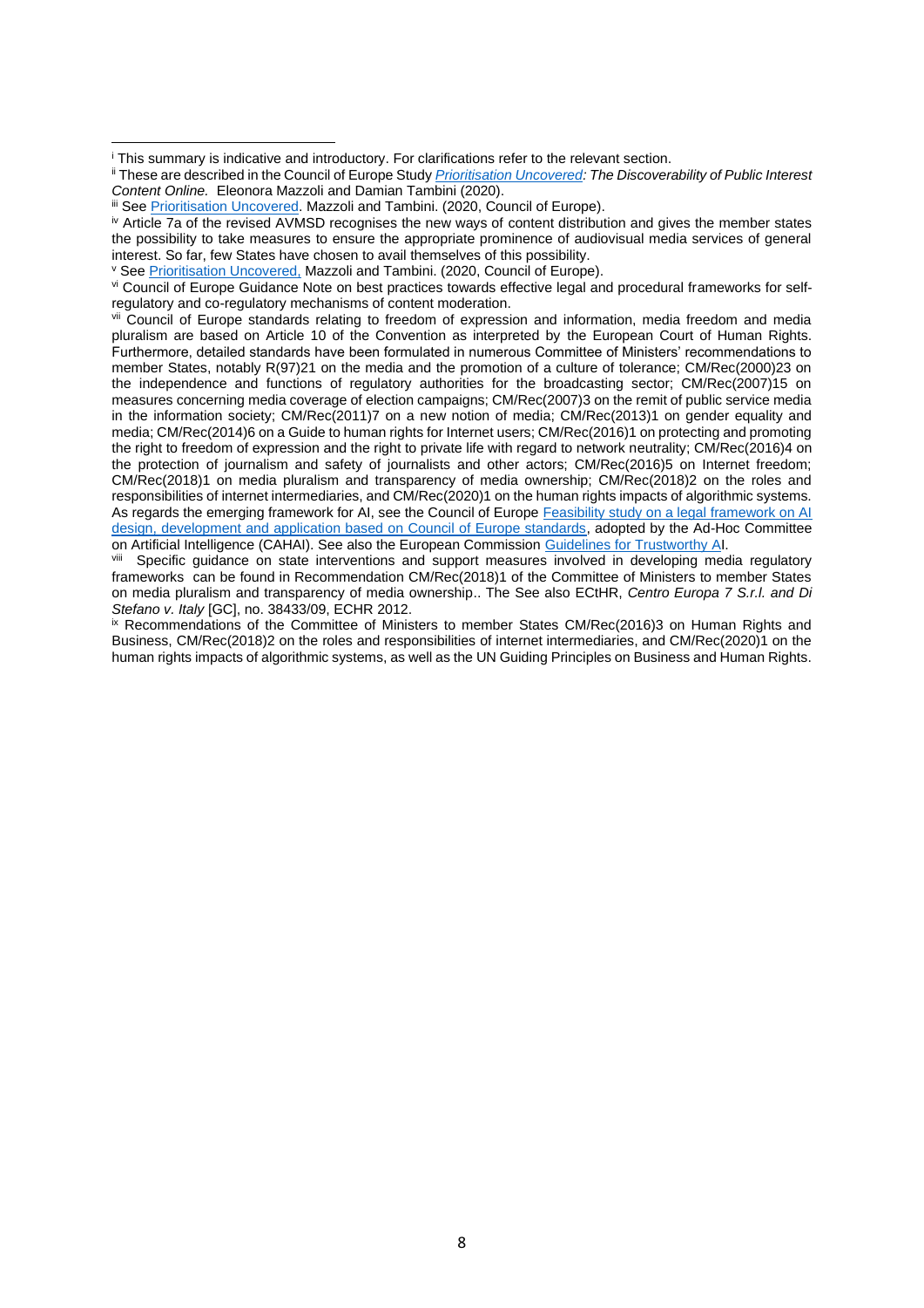[i] This summary is indicative and introductory. For clarifications refer to the relevant section.

[ii] These are described in the Council of Europe Study *Prioritisation Uncovered: The Discoverability of Public Interest Content Online.* Eleonora Mazzoli and Damian Tambini (2020).

[iii] See Prioritisation Uncovered. Mazzoli and Tambini. (2020, Council of Europe).

[iv] Article 7a of the revised AVMSD recognises the new ways of content distribution and gives the member states the possibility to take measures to ensure the appropriate prominence of audiovisual media services of general interest. So far, few States have chosen to avail themselves of this possibility.

[v] See Prioritisation Uncovered, Mazzoli and Tambini. (2020, Council of Europe).

[vi] Council of Europe Guidance Note on best practices towards effective legal and procedural frameworks for self-regulatory and co-regulatory mechanisms of content moderation.

[vii] Council of Europe standards relating to freedom of expression and information, media freedom and media pluralism are based on Article 10 of the Convention as interpreted by the European Court of Human Rights. Furthermore, detailed standards have been formulated in numerous Committee of Ministers' recommendations to member States, notably R(97)21 on the media and the promotion of a culture of tolerance; CM/Rec(2000)23 on the independence and functions of regulatory authorities for the broadcasting sector; CM/Rec(2007)15 on measures concerning media coverage of election campaigns; CM/Rec(2007)3 on the remit of public service media in the information society; CM/Rec(2011)7 on a new notion of media; CM/Rec(2013)1 on gender equality and media; CM/Rec(2014)6 on a Guide to human rights for Internet users; CM/Rec(2016)1 on protecting and promoting the right to freedom of expression and the right to private life with regard to network neutrality; CM/Rec(2016)4 on the protection of journalism and safety of journalists and other actors; CM/Rec(2016)5 on Internet freedom; CM/Rec(2018)1 on media pluralism and transparency of media ownership; CM/Rec(2018)2 on the roles and responsibilities of internet intermediaries, and CM/Rec(2020)1 on the human rights impacts of algorithmic systems. As regards the emerging framework for AI, see the Council of Europe Feasibility study on a legal framework on AI design, development and application based on Council of Europe standards, adopted by the Ad-Hoc Committee on Artificial Intelligence (CAHAI). See also the European Commission Guidelines for Trustworthy AI.

[viii] Specific guidance on state interventions and support measures involved in developing media regulatory frameworks can be found in Recommendation CM/Rec(2018)1 of the Committee of Ministers to member States on media pluralism and transparency of media ownership.. The See also ECtHR, *Centro Europa 7 S.r.l. and Di Stefano v. Italy* [GC], no. 38433/09, ECHR 2012.

[ix] Recommendations of the Committee of Ministers to member States CM/Rec(2016)3 on Human Rights and Business, CM/Rec(2018)2 on the roles and responsibilities of internet intermediaries, and CM/Rec(2020)1 on the human rights impacts of algorithmic systems, as well as the UN Guiding Principles on Business and Human Rights.